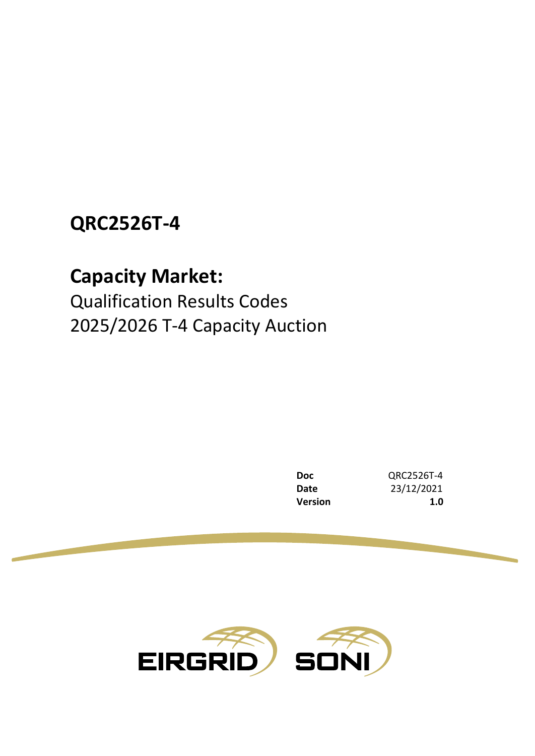# QRC2526T-4

## Capacity Market:

Qualification Results Codes
2025/2026 T-4 Capacity Auction

| | |
|---|---|
| **Doc** | QRC2526T-4 |
| **Date** | 23/12/2021 |
| **Version** | **1.0** |

EIRGRID SONI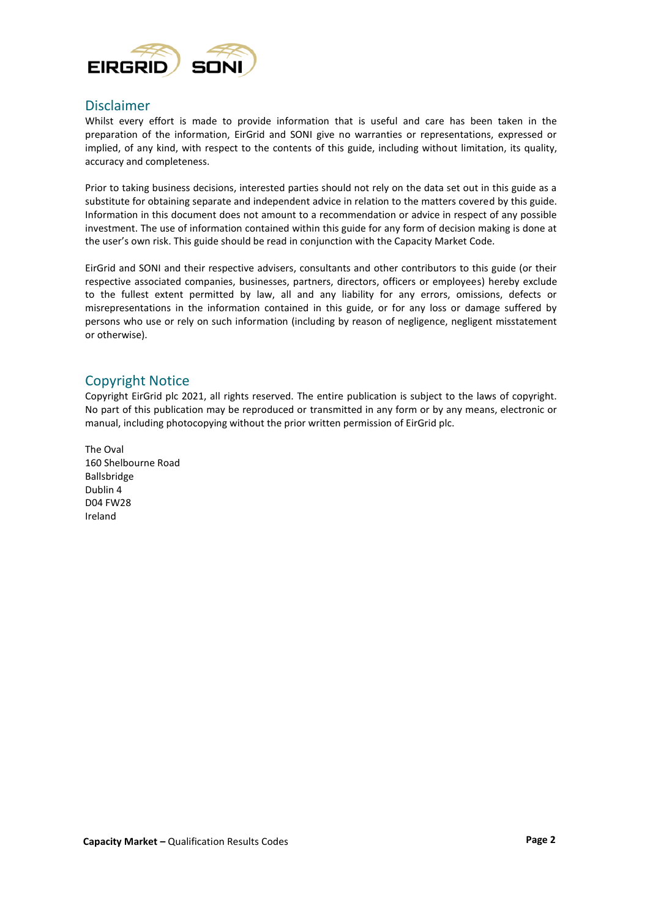## Disclaimer

Whilst every effort is made to provide information that is useful and care has been taken in the preparation of the information, EirGrid and SONI give no warranties or representations, expressed or implied, of any kind, with respect to the contents of this guide, including without limitation, its quality, accuracy and completeness.

Prior to taking business decisions, interested parties should not rely on the data set out in this guide as a substitute for obtaining separate and independent advice in relation to the matters covered by this guide. Information in this document does not amount to a recommendation or advice in respect of any possible investment. The use of information contained within this guide for any form of decision making is done at the user's own risk. This guide should be read in conjunction with the Capacity Market Code.

EirGrid and SONI and their respective advisers, consultants and other contributors to this guide (or their respective associated companies, businesses, partners, directors, officers or employees) hereby exclude to the fullest extent permitted by law, all and any liability for any errors, omissions, defects or misrepresentations in the information contained in this guide, or for any loss or damage suffered by persons who use or rely on such information (including by reason of negligence, negligent misstatement or otherwise).

## Copyright Notice

Copyright EirGrid plc 2021, all rights reserved. The entire publication is subject to the laws of copyright. No part of this publication may be reproduced or transmitted in any form or by any means, electronic or manual, including photocopying without the prior written permission of EirGrid plc.

The Oval
160 Shelbourne Road
Ballsbridge
Dublin 4
D04 FW28
Ireland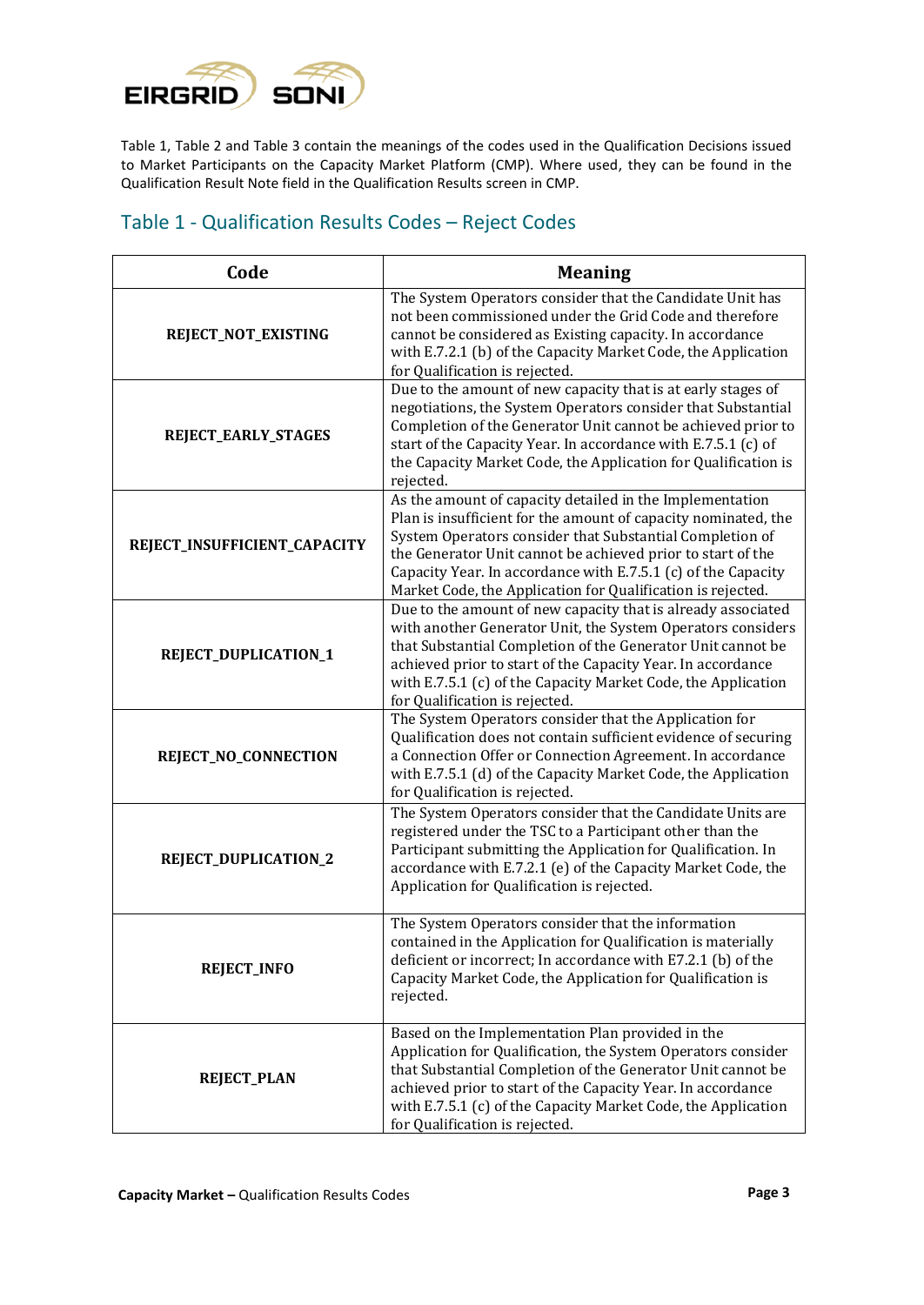Table 1, Table 2 and Table 3 contain the meanings of the codes used in the Qualification Decisions issued to Market Participants on the Capacity Market Platform (CMP). Where used, they can be found in the Qualification Result Note field in the Qualification Results screen in CMP.

## Table 1 - Qualification Results Codes – Reject Codes

| Code | Meaning |
| --- | --- |
| **REJECT_NOT_EXISTING** | The System Operators consider that the Candidate Unit has not been commissioned under the Grid Code and therefore cannot be considered as Existing capacity. In accordance with E.7.2.1 (b) of the Capacity Market Code, the Application for Qualification is rejected. |
| **REJECT_EARLY_STAGES** | Due to the amount of new capacity that is at early stages of negotiations, the System Operators consider that Substantial Completion of the Generator Unit cannot be achieved prior to start of the Capacity Year. In accordance with E.7.5.1 (c) of the Capacity Market Code, the Application for Qualification is rejected. |
| **REJECT_INSUFFICIENT_CAPACITY** | As the amount of capacity detailed in the Implementation Plan is insufficient for the amount of capacity nominated, the System Operators consider that Substantial Completion of the Generator Unit cannot be achieved prior to start of the Capacity Year. In accordance with E.7.5.1 (c) of the Capacity Market Code, the Application for Qualification is rejected. |
| **REJECT_DUPLICATION_1** | Due to the amount of new capacity that is already associated with another Generator Unit, the System Operators considers that Substantial Completion of the Generator Unit cannot be achieved prior to start of the Capacity Year. In accordance with E.7.5.1 (c) of the Capacity Market Code, the Application for Qualification is rejected. |
| **REJECT_NO_CONNECTION** | The System Operators consider that the Application for Qualification does not contain sufficient evidence of securing a Connection Offer or Connection Agreement. In accordance with E.7.5.1 (d) of the Capacity Market Code, the Application for Qualification is rejected. |
| **REJECT_DUPLICATION_2** | The System Operators consider that the Candidate Units are registered under the TSC to a Participant other than the Participant submitting the Application for Qualification. In accordance with E.7.2.1 (e) of the Capacity Market Code, the Application for Qualification is rejected. |
| **REJECT_INFO** | The System Operators consider that the information contained in the Application for Qualification is materially deficient or incorrect; In accordance with E7.2.1 (b) of the Capacity Market Code, the Application for Qualification is rejected. |
| **REJECT_PLAN** | Based on the Implementation Plan provided in the Application for Qualification, the System Operators consider that Substantial Completion of the Generator Unit cannot be achieved prior to start of the Capacity Year. In accordance with E.7.5.1 (c) of the Capacity Market Code, the Application for Qualification is rejected. |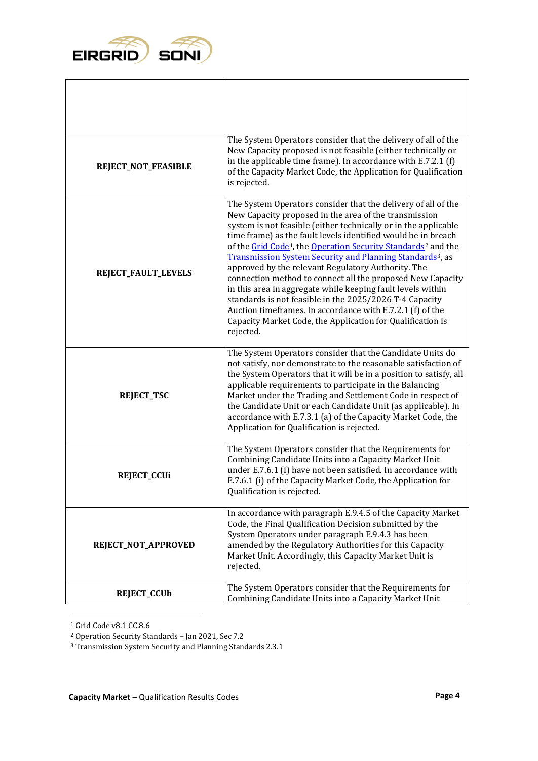| | |
|---|---|
| | |
| **REJECT_NOT_FEASIBLE** | The System Operators consider that the delivery of all of the New Capacity proposed is not feasible (either technically or in the applicable time frame). In accordance with E.7.2.1 (f) of the Capacity Market Code, the Application for Qualification is rejected. |
| **REJECT_FAULT_LEVELS** | The System Operators consider that the delivery of all of the New Capacity proposed in the area of the transmission system is not feasible (either technically or in the applicable time frame) as the fault levels identified would be in breach of the Grid Code[1], the Operation Security Standards[2] and the Transmission System Security and Planning Standards[3], as approved by the relevant Regulatory Authority. The connection method to connect all the proposed New Capacity in this area in aggregate while keeping fault levels within standards is not feasible in the 2025/2026 T-4 Capacity Auction timeframes. In accordance with E.7.2.1 (f) of the Capacity Market Code, the Application for Qualification is rejected. |
| **REJECT_TSC** | The System Operators consider that the Candidate Units do not satisfy, nor demonstrate to the reasonable satisfaction of the System Operators that it will be in a position to satisfy, all applicable requirements to participate in the Balancing Market under the Trading and Settlement Code in respect of the Candidate Unit or each Candidate Unit (as applicable). In accordance with E.7.3.1 (a) of the Capacity Market Code, the Application for Qualification is rejected. |
| **REJECT_CCUi** | The System Operators consider that the Requirements for Combining Candidate Units into a Capacity Market Unit under E.7.6.1 (i) have not been satisfied. In accordance with E.7.6.1 (i) of the Capacity Market Code, the Application for Qualification is rejected. |
| **REJECT_NOT_APPROVED** | In accordance with paragraph E.9.4.5 of the Capacity Market Code, the Final Qualification Decision submitted by the System Operators under paragraph E.9.4.3 has been amended by the Regulatory Authorities for this Capacity Market Unit. Accordingly, this Capacity Market Unit is rejected. |
| **REJECT_CCUh** | The System Operators consider that the Requirements for Combining Candidate Units into a Capacity Market Unit |

[1] Grid Code v8.1 CC.8.6

[2] Operation Security Standards – Jan 2021, Sec 7.2

[3] Transmission System Security and Planning Standards 2.3.1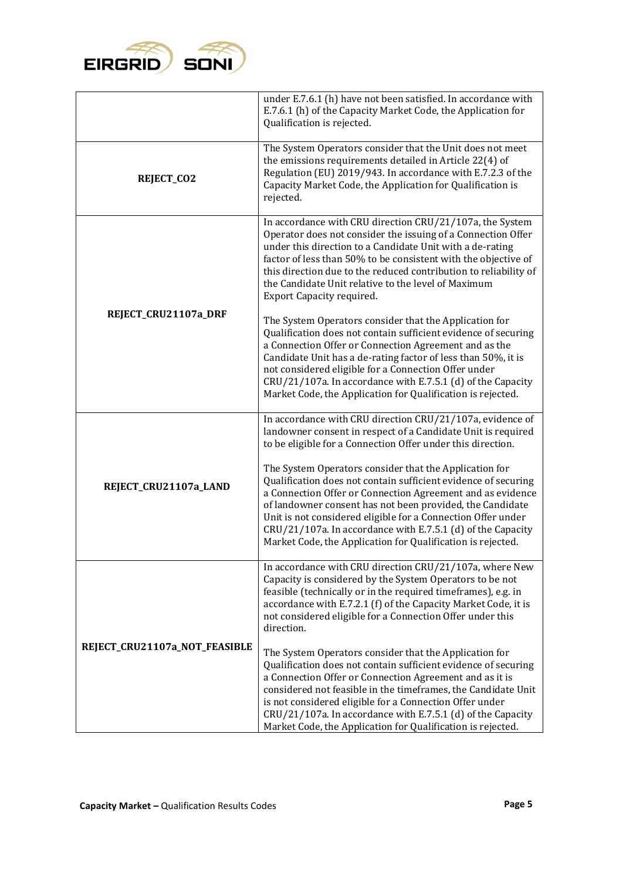| | |
|---|---|
| | under E.7.6.1 (h) have not been satisfied. In accordance with E.7.6.1 (h) of the Capacity Market Code, the Application for Qualification is rejected. |
| **REJECT_CO2** | The System Operators consider that the Unit does not meet the emissions requirements detailed in Article 22(4) of Regulation (EU) 2019/943. In accordance with E.7.2.3 of the Capacity Market Code, the Application for Qualification is rejected. |
| **REJECT_CRU21107a_DRF** | In accordance with CRU direction CRU/21/107a, the System Operator does not consider the issuing of a Connection Offer under this direction to a Candidate Unit with a de-rating factor of less than 50% to be consistent with the objective of this direction due to the reduced contribution to reliability of the Candidate Unit relative to the level of Maximum Export Capacity required.<br><br>The System Operators consider that the Application for Qualification does not contain sufficient evidence of securing a Connection Offer or Connection Agreement and as the Candidate Unit has a de-rating factor of less than 50%, it is not considered eligible for a Connection Offer under CRU/21/107a. In accordance with E.7.5.1 (d) of the Capacity Market Code, the Application for Qualification is rejected. |
| **REJECT_CRU21107a_LAND** | In accordance with CRU direction CRU/21/107a, evidence of landowner consent in respect of a Candidate Unit is required to be eligible for a Connection Offer under this direction.<br><br>The System Operators consider that the Application for Qualification does not contain sufficient evidence of securing a Connection Offer or Connection Agreement and as evidence of landowner consent has not been provided, the Candidate Unit is not considered eligible for a Connection Offer under CRU/21/107a. In accordance with E.7.5.1 (d) of the Capacity Market Code, the Application for Qualification is rejected. |
| **REJECT_CRU21107a_NOT_FEASIBLE** | In accordance with CRU direction CRU/21/107a, where New Capacity is considered by the System Operators to be not feasible (technically or in the required timeframes), e.g. in accordance with E.7.2.1 (f) of the Capacity Market Code, it is not considered eligible for a Connection Offer under this direction.<br><br>The System Operators consider that the Application for Qualification does not contain sufficient evidence of securing a Connection Offer or Connection Agreement and as it is considered not feasible in the timeframes, the Candidate Unit is not considered eligible for a Connection Offer under CRU/21/107a. In accordance with E.7.5.1 (d) of the Capacity Market Code, the Application for Qualification is rejected. |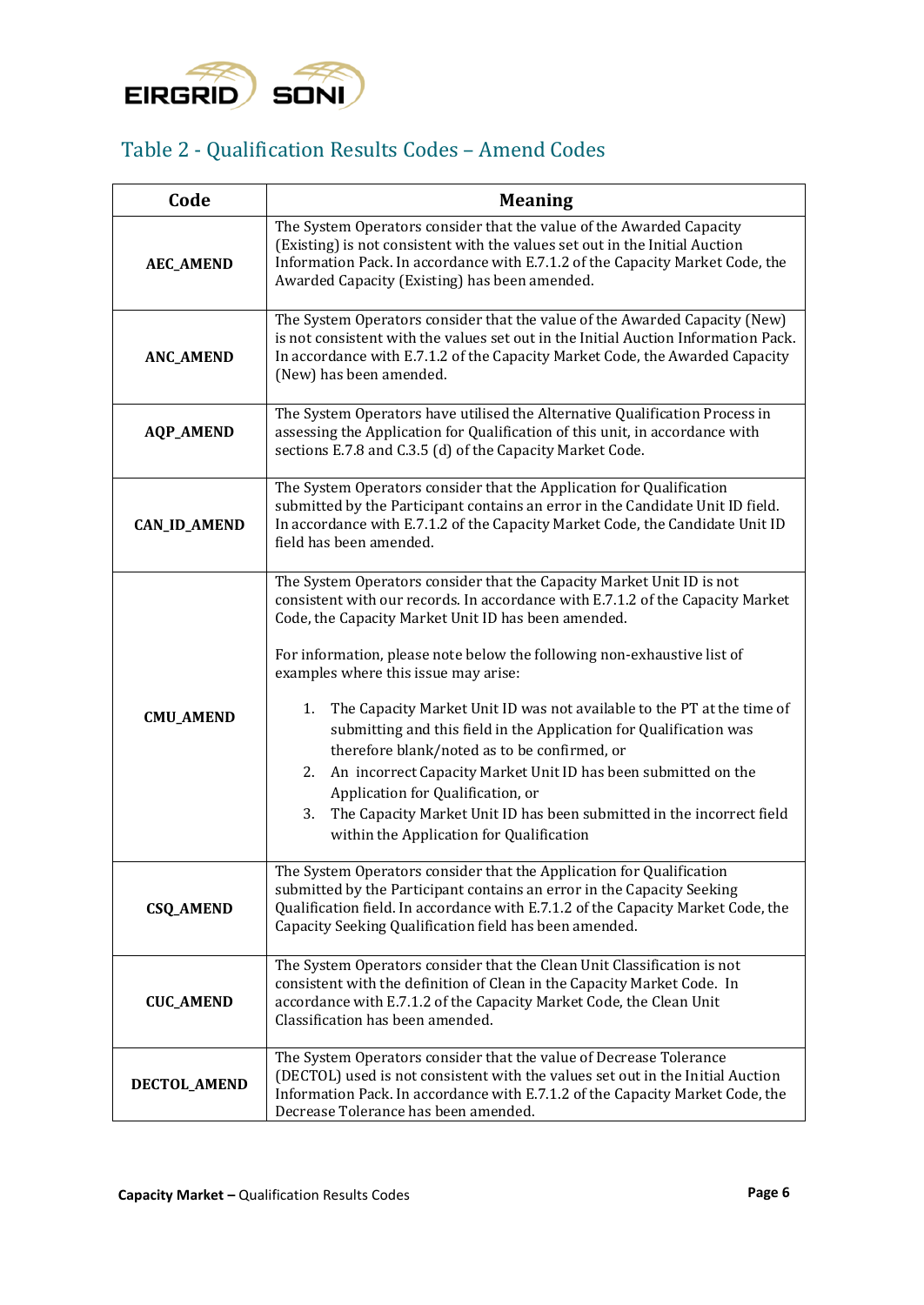## Table 2 - Qualification Results Codes – Amend Codes

| Code | Meaning |
|---|---|
| **AEC_AMEND** | The System Operators consider that the value of the Awarded Capacity (Existing) is not consistent with the values set out in the Initial Auction Information Pack. In accordance with E.7.1.2 of the Capacity Market Code, the Awarded Capacity (Existing) has been amended. |
| **ANC_AMEND** | The System Operators consider that the value of the Awarded Capacity (New) is not consistent with the values set out in the Initial Auction Information Pack. In accordance with E.7.1.2 of the Capacity Market Code, the Awarded Capacity (New) has been amended. |
| **AQP_AMEND** | The System Operators have utilised the Alternative Qualification Process in assessing the Application for Qualification of this unit, in accordance with sections E.7.8 and C.3.5 (d) of the Capacity Market Code. |
| **CAN_ID_AMEND** | The System Operators consider that the Application for Qualification submitted by the Participant contains an error in the Candidate Unit ID field. In accordance with E.7.1.2 of the Capacity Market Code, the Candidate Unit ID field has been amended. |
| **CMU_AMEND** | The System Operators consider that the Capacity Market Unit ID is not consistent with our records. In accordance with E.7.1.2 of the Capacity Market Code, the Capacity Market Unit ID has been amended.<br><br>For information, please note below the following non-exhaustive list of examples where this issue may arise:<br><br>1. The Capacity Market Unit ID was not available to the PT at the time of submitting and this field in the Application for Qualification was therefore blank/noted as to be confirmed, or<br>2. An incorrect Capacity Market Unit ID has been submitted on the Application for Qualification, or<br>3. The Capacity Market Unit ID has been submitted in the incorrect field within the Application for Qualification |
| **CSQ_AMEND** | The System Operators consider that the Application for Qualification submitted by the Participant contains an error in the Capacity Seeking Qualification field. In accordance with E.7.1.2 of the Capacity Market Code, the Capacity Seeking Qualification field has been amended. |
| **CUC_AMEND** | The System Operators consider that the Clean Unit Classification is not consistent with the definition of Clean in the Capacity Market Code. In accordance with E.7.1.2 of the Capacity Market Code, the Clean Unit Classification has been amended. |
| **DECTOL_AMEND** | The System Operators consider that the value of Decrease Tolerance (DECTOL) used is not consistent with the values set out in the Initial Auction Information Pack. In accordance with E.7.1.2 of the Capacity Market Code, the Decrease Tolerance has been amended. |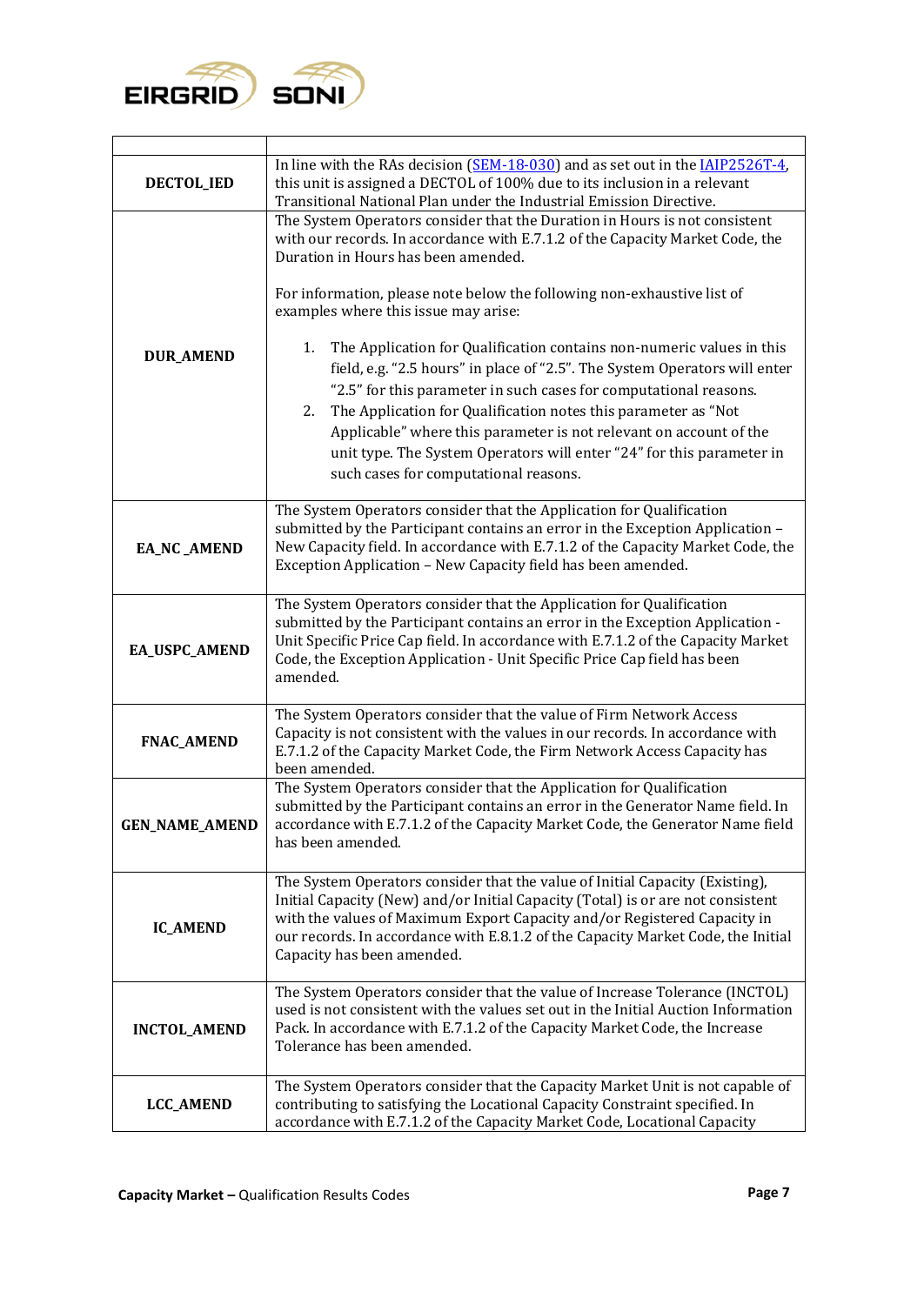| | |
|---|---|
| **DECTOL_IED** | In line with the RAs decision (SEM-18-030) and as set out in the IAIP2526T-4, this unit is assigned a DECTOL of 100% due to its inclusion in a relevant Transitional National Plan under the Industrial Emission Directive. |
| **DUR_AMEND** | The System Operators consider that the Duration in Hours is not consistent with our records. In accordance with E.7.1.2 of the Capacity Market Code, the Duration in Hours has been amended.<br><br>For information, please note below the following non-exhaustive list of examples where this issue may arise:<br><br>1. The Application for Qualification contains non-numeric values in this field, e.g. "2.5 hours" in place of "2.5". The System Operators will enter "2.5" for this parameter in such cases for computational reasons.<br>2. The Application for Qualification notes this parameter as "Not Applicable" where this parameter is not relevant on account of the unit type. The System Operators will enter "24" for this parameter in such cases for computational reasons. |
| **EA_NC _AMEND** | The System Operators consider that the Application for Qualification submitted by the Participant contains an error in the Exception Application – New Capacity field. In accordance with E.7.1.2 of the Capacity Market Code, the Exception Application – New Capacity field has been amended. |
| **EA_USPC_AMEND** | The System Operators consider that the Application for Qualification submitted by the Participant contains an error in the Exception Application - Unit Specific Price Cap field. In accordance with E.7.1.2 of the Capacity Market Code, the Exception Application - Unit Specific Price Cap field has been amended. |
| **FNAC_AMEND** | The System Operators consider that the value of Firm Network Access Capacity is not consistent with the values in our records. In accordance with E.7.1.2 of the Capacity Market Code, the Firm Network Access Capacity has been amended. |
| **GEN_NAME_AMEND** | The System Operators consider that the Application for Qualification submitted by the Participant contains an error in the Generator Name field. In accordance with E.7.1.2 of the Capacity Market Code, the Generator Name field has been amended. |
| **IC_AMEND** | The System Operators consider that the value of Initial Capacity (Existing), Initial Capacity (New) and/or Initial Capacity (Total) is or are not consistent with the values of Maximum Export Capacity and/or Registered Capacity in our records. In accordance with E.8.1.2 of the Capacity Market Code, the Initial Capacity has been amended. |
| **INCTOL_AMEND** | The System Operators consider that the value of Increase Tolerance (INCTOL) used is not consistent with the values set out in the Initial Auction Information Pack. In accordance with E.7.1.2 of the Capacity Market Code, the Increase Tolerance has been amended. |
| **LCC_AMEND** | The System Operators consider that the Capacity Market Unit is not capable of contributing to satisfying the Locational Capacity Constraint specified. In accordance with E.7.1.2 of the Capacity Market Code, Locational Capacity |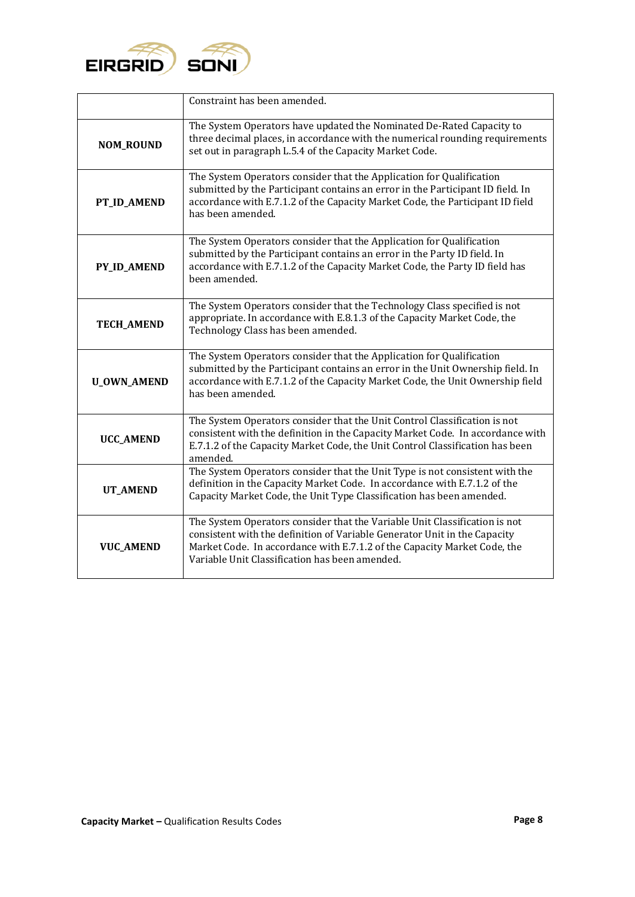| | |
|---|---|
| | Constraint has been amended. |
| **NOM_ROUND** | The System Operators have updated the Nominated De-Rated Capacity to three decimal places, in accordance with the numerical rounding requirements set out in paragraph L.5.4 of the Capacity Market Code. |
| **PT_ID_AMEND** | The System Operators consider that the Application for Qualification submitted by the Participant contains an error in the Participant ID field. In accordance with E.7.1.2 of the Capacity Market Code, the Participant ID field has been amended. |
| **PY_ID_AMEND** | The System Operators consider that the Application for Qualification submitted by the Participant contains an error in the Party ID field. In accordance with E.7.1.2 of the Capacity Market Code, the Party ID field has been amended. |
| **TECH_AMEND** | The System Operators consider that the Technology Class specified is not appropriate. In accordance with E.8.1.3 of the Capacity Market Code, the Technology Class has been amended. |
| **U_OWN_AMEND** | The System Operators consider that the Application for Qualification submitted by the Participant contains an error in the Unit Ownership field. In accordance with E.7.1.2 of the Capacity Market Code, the Unit Ownership field has been amended. |
| **UCC_AMEND** | The System Operators consider that the Unit Control Classification is not consistent with the definition in the Capacity Market Code. In accordance with E.7.1.2 of the Capacity Market Code, the Unit Control Classification has been amended. |
| **UT_AMEND** | The System Operators consider that the Unit Type is not consistent with the definition in the Capacity Market Code. In accordance with E.7.1.2 of the Capacity Market Code, the Unit Type Classification has been amended. |
| **VUC_AMEND** | The System Operators consider that the Variable Unit Classification is not consistent with the definition of Variable Generator Unit in the Capacity Market Code. In accordance with E.7.1.2 of the Capacity Market Code, the Variable Unit Classification has been amended. |